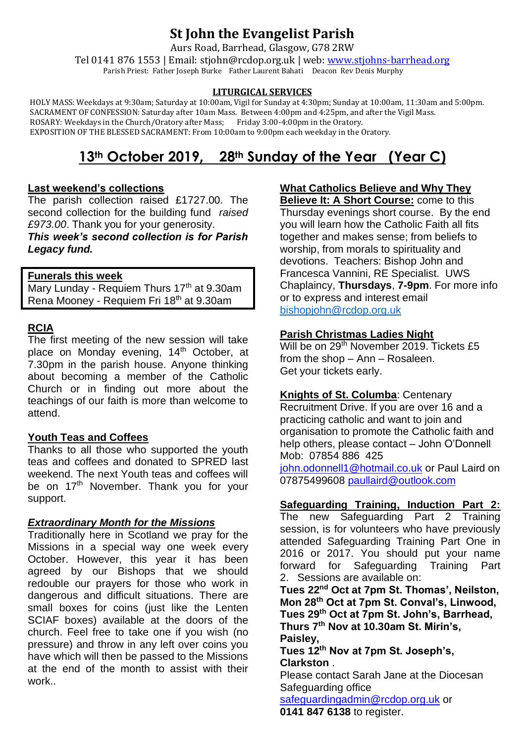# St John the Evangelist Parish

Aurs Road, Barrhead, Glasgow, G78 2RW

Tel 0141 876 1553 | Email: stjohn@rcdop.org.uk | web: www.stjohns-barrhead.org

Parish Priest: Father Joseph Burke Father Laurent Bahati Deacon Rev Denis Murphy

**LITURGICAL SERVICES**

HOLY MASS: Weekdays at 9:30am; Saturday at 10:00am, Vigil for Sunday at 4:30pm; Sunday at 10:00am, 11:30am and 5:00pm.
SACRAMENT OF CONFESSION: Saturday after 10am Mass. Between 4:00pm and 4:25pm, and after the Vigil Mass.
ROSARY: Weekdays in the Church/Oratory after Mass; Friday 3:00-4:00pm in the Oratory.
EXPOSITION OF THE BLESSED SACRAMENT: From 10:00am to 9:00pm each weekday in the Oratory.

## 13th October 2019, 28th Sunday of the Year (Year C)

**Last weekend's collections**

The parish collection raised £1727.00. The second collection for the building fund *raised £973.00*. Thank you for your generosity.
***This week's second collection is for Parish Legacy fund.***

**Funerals this week**

Mary Lunday - Requiem Thurs 17th at 9.30am
Rena Mooney - Requiem Fri 18th at 9.30am

**RCIA**

The first meeting of the new session will take place on Monday evening, 14th October, at 7.30pm in the parish house. Anyone thinking about becoming a member of the Catholic Church or in finding out more about the teachings of our faith is more than welcome to attend.

**Youth Teas and Coffees**

Thanks to all those who supported the youth teas and coffees and donated to SPRED last weekend. The next Youth teas and coffees will be on 17th November. Thank you for your support.

***Extraordinary Month for the Missions***

Traditionally here in Scotland we pray for the Missions in a special way one week every October. However, this year it has been agreed by our Bishops that we should redouble our prayers for those who work in dangerous and difficult situations. There are small boxes for coins (just like the Lenten SCIAF boxes) available at the doors of the church. Feel free to take one if you wish (no pressure) and throw in any left over coins you have which will then be passed to the Missions at the end of the month to assist with their work..

**What Catholics Believe and Why They Believe It: A Short Course:** come to this Thursday evenings short course. By the end you will learn how the Catholic Faith all fits together and makes sense; from beliefs to worship, from morals to spirituality and devotions. Teachers: Bishop John and Francesca Vannini, RE Specialist. UWS Chaplaincy, **Thursdays**, **7-9pm**. For more info or to express and interest email bishopjohn@rcdop.org.uk

**Parish Christmas Ladies Night**

Will be on 29th November 2019. Tickets £5 from the shop – Ann – Rosaleen.
Get your tickets early.

**Knights of St. Columba**: Centenary Recruitment Drive. If you are over 16 and a practicing catholic and want to join and organisation to promote the Catholic faith and help others, please contact – John O'Donnell Mob: 07854 886 425 john.odonnell1@hotmail.co.uk or Paul Laird on 07875499608 paullaird@outlook.com

**Safeguarding Training, Induction Part 2:** The new Safeguarding Part 2 Training session, is for volunteers who have previously attended Safeguarding Training Part One in 2016 or 2017. You should put your name forward for Safeguarding Training Part 2. Sessions are available on:

**Tues 22nd Oct at 7pm St. Thomas', Neilston,**
**Mon 28th Oct at 7pm St. Conval's, Linwood,**
**Tues 29th Oct at 7pm St. John's, Barrhead,**
**Thurs 7th Nov at 10.30am St. Mirin's, Paisley,**
**Tues 12th Nov at 7pm St. Joseph's, Clarkston** .

Please contact Sarah Jane at the Diocesan Safeguarding office safeguardingadmin@rcdop.org.uk or **0141 847 6138** to register.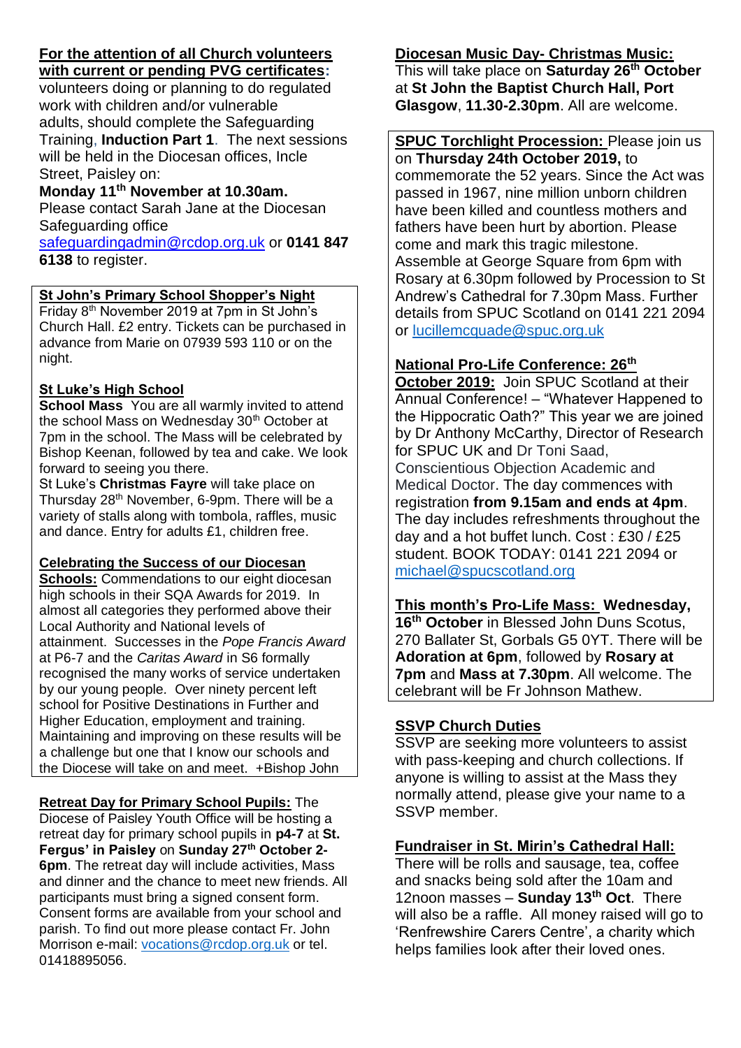**For the attention of all Church volunteers with current or pending PVG certificates:** volunteers doing or planning to do regulated work with children and/or vulnerable adults, should complete the Safeguarding Training, **Induction Part 1**. The next sessions will be held in the Diocesan offices, Incle Street, Paisley on:

**Monday 11th November at 10.30am.**

Please contact Sarah Jane at the Diocesan Safeguarding office safeguardingadmin@rcdop.org.uk or **0141 847 6138** to register.

**St John's Primary School Shopper's Night**

Friday 8th November 2019 at 7pm in St John's Church Hall. £2 entry. Tickets can be purchased in advance from Marie on 07939 593 110 or on the night.

**St Luke's High School**

**School Mass** You are all warmly invited to attend the school Mass on Wednesday 30th October at 7pm in the school. The Mass will be celebrated by Bishop Keenan, followed by tea and cake. We look forward to seeing you there.

St Luke's **Christmas Fayre** will take place on Thursday 28th November, 6-9pm. There will be a variety of stalls along with tombola, raffles, music and dance. Entry for adults £1, children free.

**Celebrating the Success of our Diocesan Schools:** Commendations to our eight diocesan high schools in their SQA Awards for 2019. In almost all categories they performed above their Local Authority and National levels of attainment. Successes in the *Pope Francis Award* at P6-7 and the *Caritas Award* in S6 formally recognised the many works of service undertaken by our young people. Over ninety percent left school for Positive Destinations in Further and Higher Education, employment and training. Maintaining and improving on these results will be a challenge but one that I know our schools and the Diocese will take on and meet. +Bishop John

**Retreat Day for Primary School Pupils:** The Diocese of Paisley Youth Office will be hosting a retreat day for primary school pupils in **p4-7** at **St. Fergus' in Paisley** on **Sunday 27th October 2-6pm**. The retreat day will include activities, Mass and dinner and the chance to meet new friends. All participants must bring a signed consent form. Consent forms are available from your school and parish. To find out more please contact Fr. John Morrison e-mail: vocations@rcdop.org.uk or tel. 01418895056.

**Diocesan Music Day- Christmas Music:** This will take place on **Saturday 26th October** at **St John the Baptist Church Hall, Port Glasgow**, **11.30-2.30pm**. All are welcome.

**SPUC Torchlight Procession:** Please join us on **Thursday 24th October 2019,** to commemorate the 52 years. Since the Act was passed in 1967, nine million unborn children have been killed and countless mothers and fathers have been hurt by abortion. Please come and mark this tragic milestone. Assemble at George Square from 6pm with Rosary at 6.30pm followed by Procession to St Andrew's Cathedral for 7.30pm Mass. Further details from SPUC Scotland on 0141 221 2094 or lucillemcquade@spuc.org.uk

**National Pro-Life Conference: 26th October 2019:** Join SPUC Scotland at their Annual Conference! – "Whatever Happened to the Hippocratic Oath?" This year we are joined by Dr Anthony McCarthy, Director of Research for SPUC UK and Dr Toni Saad, Conscientious Objection Academic and Medical Doctor. The day commences with registration **from 9.15am and ends at 4pm**. The day includes refreshments throughout the day and a hot buffet lunch. Cost : £30 / £25 student. BOOK TODAY: 0141 221 2094 or michael@spucscotland.org

**This month's Pro-Life Mass: Wednesday, 16th October** in Blessed John Duns Scotus, 270 Ballater St, Gorbals G5 0YT. There will be **Adoration at 6pm**, followed by **Rosary at 7pm** and **Mass at 7.30pm**. All welcome. The celebrant will be Fr Johnson Mathew.

**SSVP Church Duties**

SSVP are seeking more volunteers to assist with pass-keeping and church collections. If anyone is willing to assist at the Mass they normally attend, please give your name to a SSVP member.

**Fundraiser in St. Mirin's Cathedral Hall:**

There will be rolls and sausage, tea, coffee and snacks being sold after the 10am and 12noon masses – **Sunday 13th Oct**. There will also be a raffle. All money raised will go to 'Renfrewshire Carers Centre', a charity which helps families look after their loved ones.